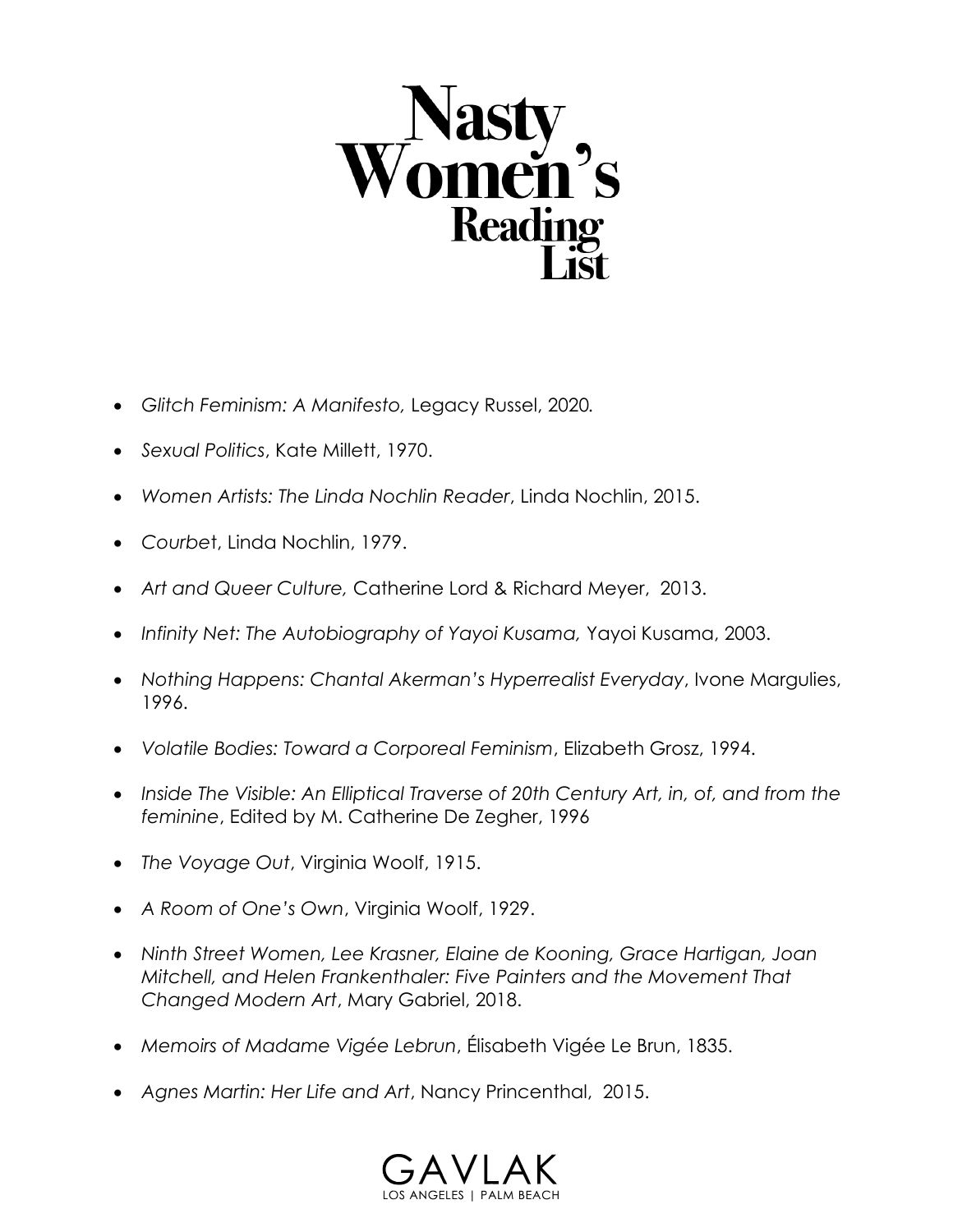# Nasty Women's Reading List

- *Glitch Feminism: A Manifesto,* Legacy Russel, 2020.
- *Sexual Politics*, Kate Millett, 1970.
- *Women Artists: The Linda Nochlin Reader*, Linda Nochlin, 2015.
- *Courbet*, Linda Nochlin, 1979.
- *Art and Queer Culture,* Catherine Lord & Richard Meyer, 2013.
- *Infinity Net: The Autobiography of Yayoi Kusama,* Yayoi Kusama, 2003.
- *Nothing Happens: Chantal Akerman's Hyperrealist Everyday*, Ivone Margulies, 1996.
- *Volatile Bodies: Toward a Corporeal Feminism*, Elizabeth Grosz, 1994.
- *Inside The Visible: An Elliptical Traverse of 20th Century Art, in, of, and from the feminine*, Edited by M. Catherine De Zegher, 1996
- *The Voyage Out*, Virginia Woolf, 1915.
- *A Room of One's Own*, Virginia Woolf, 1929.
- *Ninth Street Women, Lee Krasner, Elaine de Kooning, Grace Hartigan, Joan Mitchell, and Helen Frankenthaler: Five Painters and the Movement That Changed Modern Art*, Mary Gabriel, 2018.
- *Memoirs of Madame Vigée Lebrun*, Élisabeth Vigée Le Brun, 1835.
- *Agnes Martin: Her Life and Art*, Nancy Princenthal, 2015.

GAVLAK
LOS ANGELES | PALM BEACH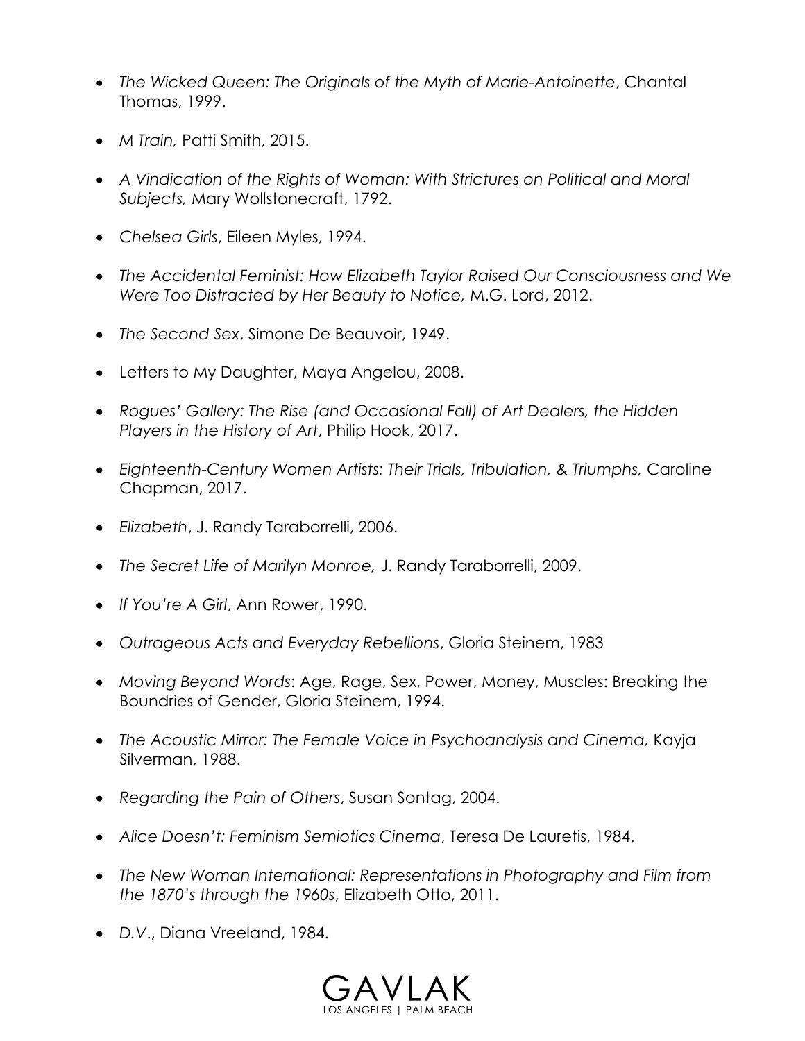- *The Wicked Queen: The Originals of the Myth of Marie-Antoinette*, Chantal Thomas, 1999.
- *M Train,* Patti Smith, 2015.
- *A Vindication of the Rights of Woman: With Strictures on Political and Moral Subjects,* Mary Wollstonecraft, 1792.
- *Chelsea Girls*, Eileen Myles, 1994.
- *The Accidental Feminist: How Elizabeth Taylor Raised Our Consciousness and We Were Too Distracted by Her Beauty to Notice,* M.G. Lord, 2012.
- *The Second Sex*, Simone De Beauvoir, 1949.
- Letters to My Daughter, Maya Angelou, 2008.
- *Rogues' Gallery: The Rise (and Occasional Fall) of Art Dealers, the Hidden Players in the History of Art*, Philip Hook, 2017.
- *Eighteenth-Century Women Artists: Their Trials, Tribulation, & Triumphs,* Caroline Chapman, 2017.
- *Elizabeth*, J. Randy Taraborrelli, 2006.
- *The Secret Life of Marilyn Monroe,* J. Randy Taraborrelli, 2009.
- *If You're A Girl*, Ann Rower, 1990.
- *Outrageous Acts and Everyday Rebellions*, Gloria Steinem, 1983
- *Moving Beyond Words*: Age, Rage, Sex, Power, Money, Muscles: Breaking the Boundries of Gender, Gloria Steinem, 1994.
- *The Acoustic Mirror: The Female Voice in Psychoanalysis and Cinema,* Kayja Silverman, 1988.
- *Regarding the Pain of Others*, Susan Sontag, 2004.
- *Alice Doesn't: Feminism Semiotics Cinema*, Teresa De Lauretis, 1984.
- *The New Woman International: Representations in Photography and Film from the 1870's through the 1960s*, Elizabeth Otto, 2011.
- *D.V*., Diana Vreeland, 1984.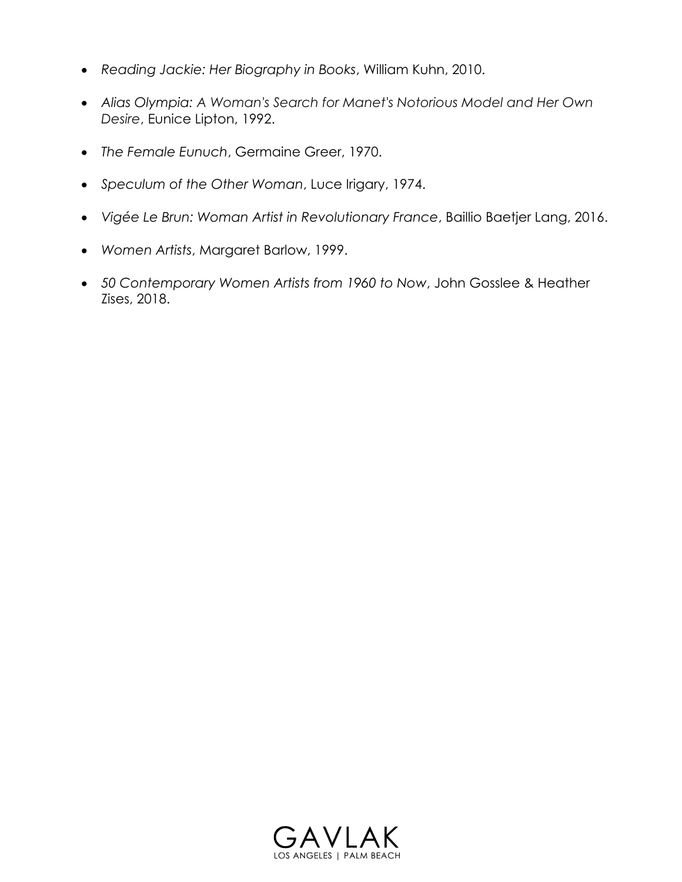- *Reading Jackie: Her Biography in Books*, William Kuhn, 2010.
- *Alias Olympia: A Woman's Search for Manet's Notorious Model and Her Own Desire*, Eunice Lipton, 1992.
- *The Female Eunuch*, Germaine Greer, 1970.
- *Speculum of the Other Woman*, Luce Irigary, 1974.
- *Vigée Le Brun: Woman Artist in Revolutionary France*, Baillio Baetjer Lang, 2016.
- *Women Artists*, Margaret Barlow, 1999.
- *50 Contemporary Women Artists from 1960 to Now*, John Gosslee & Heather Zises, 2018.